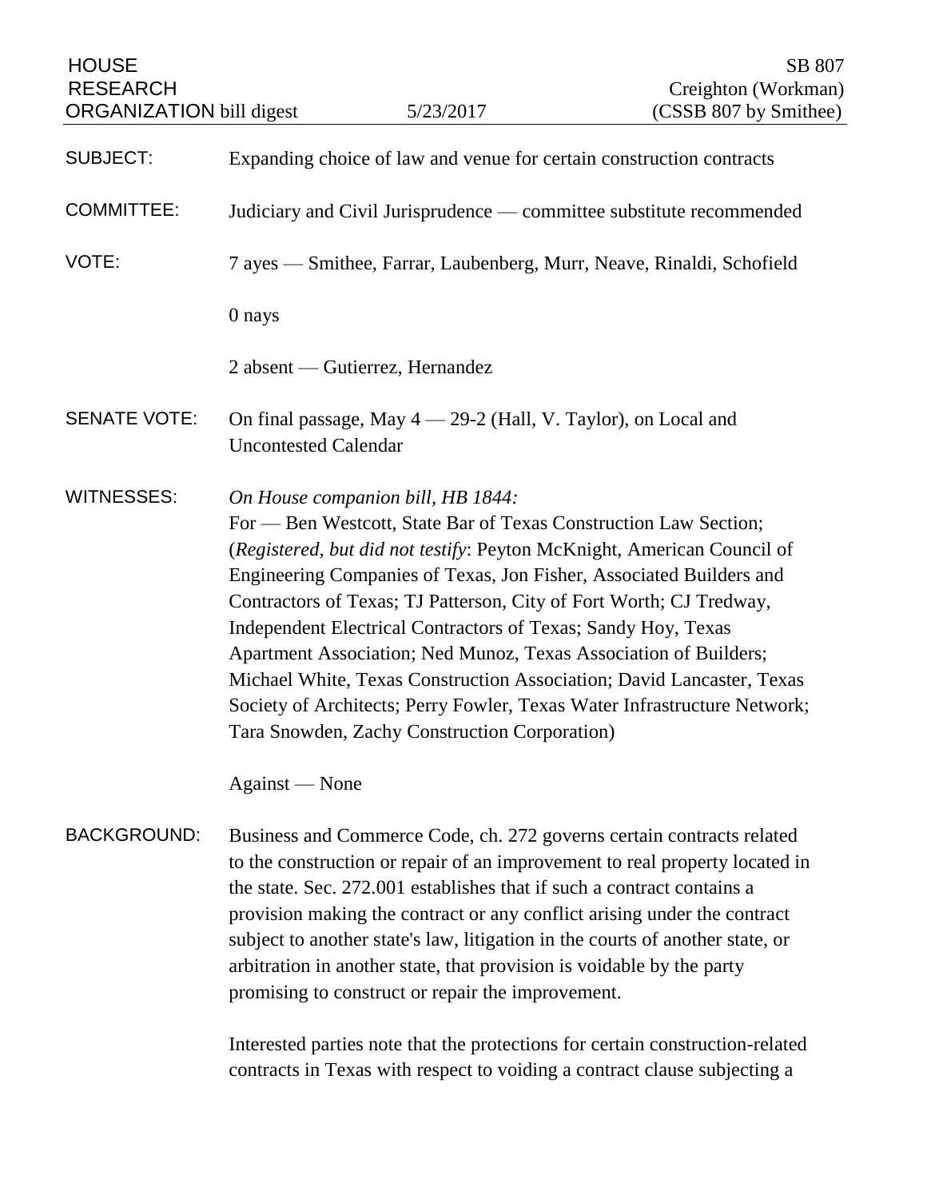HOUSE RESEARCH ORGANIZATION bill digest — 5/23/2017

SB 807
Creighton (Workman)
(CSSB 807 by Smithee)

**SUBJECT:** Expanding choice of law and venue for certain construction contracts

**COMMITTEE:** Judiciary and Civil Jurisprudence — committee substitute recommended

**VOTE:** 7 ayes — Smithee, Farrar, Laubenberg, Murr, Neave, Rinaldi, Schofield

0 nays

2 absent — Gutierrez, Hernandez

**SENATE VOTE:** On final passage, May 4 — 29-2 (Hall, V. Taylor), on Local and Uncontested Calendar

**WITNESSES:** *On House companion bill, HB 1844:*
For — Ben Westcott, State Bar of Texas Construction Law Section; (*Registered, but did not testify*: Peyton McKnight, American Council of Engineering Companies of Texas, Jon Fisher, Associated Builders and Contractors of Texas; TJ Patterson, City of Fort Worth; CJ Tredway, Independent Electrical Contractors of Texas; Sandy Hoy, Texas Apartment Association; Ned Munoz, Texas Association of Builders; Michael White, Texas Construction Association; David Lancaster, Texas Society of Architects; Perry Fowler, Texas Water Infrastructure Network; Tara Snowden, Zachy Construction Corporation)

Against — None

**BACKGROUND:** Business and Commerce Code, ch. 272 governs certain contracts related to the construction or repair of an improvement to real property located in the state. Sec. 272.001 establishes that if such a contract contains a provision making the contract or any conflict arising under the contract subject to another state's law, litigation in the courts of another state, or arbitration in another state, that provision is voidable by the party promising to construct or repair the improvement.

Interested parties note that the protections for certain construction-related contracts in Texas with respect to voiding a contract clause subjecting a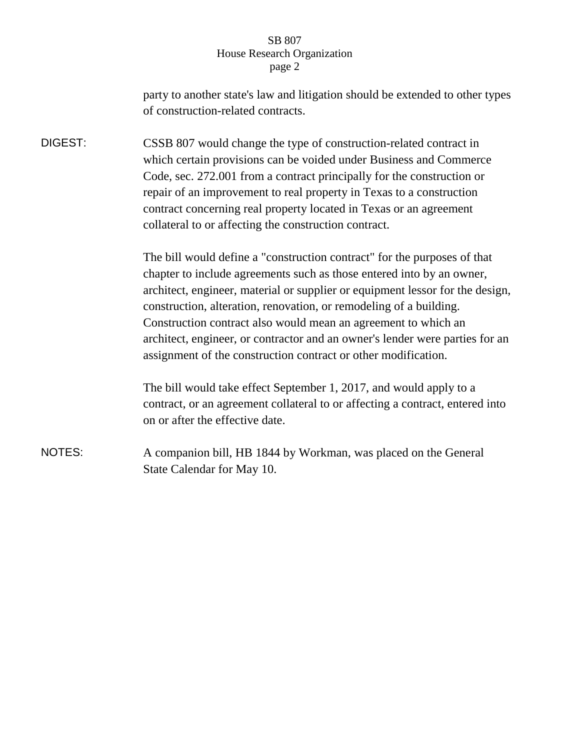party to another state's law and litigation should be extended to other types of construction-related contracts.

**DIGEST:** CSSB 807 would change the type of construction-related contract in which certain provisions can be voided under Business and Commerce Code, sec. 272.001 from a contract principally for the construction or repair of an improvement to real property in Texas to a construction contract concerning real property located in Texas or an agreement collateral to or affecting the construction contract.

The bill would define a "construction contract" for the purposes of that chapter to include agreements such as those entered into by an owner, architect, engineer, material or supplier or equipment lessor for the design, construction, alteration, renovation, or remodeling of a building. Construction contract also would mean an agreement to which an architect, engineer, or contractor and an owner's lender were parties for an assignment of the construction contract or other modification.

The bill would take effect September 1, 2017, and would apply to a contract, or an agreement collateral to or affecting a contract, entered into on or after the effective date.

**NOTES:** A companion bill, HB 1844 by Workman, was placed on the General State Calendar for May 10.